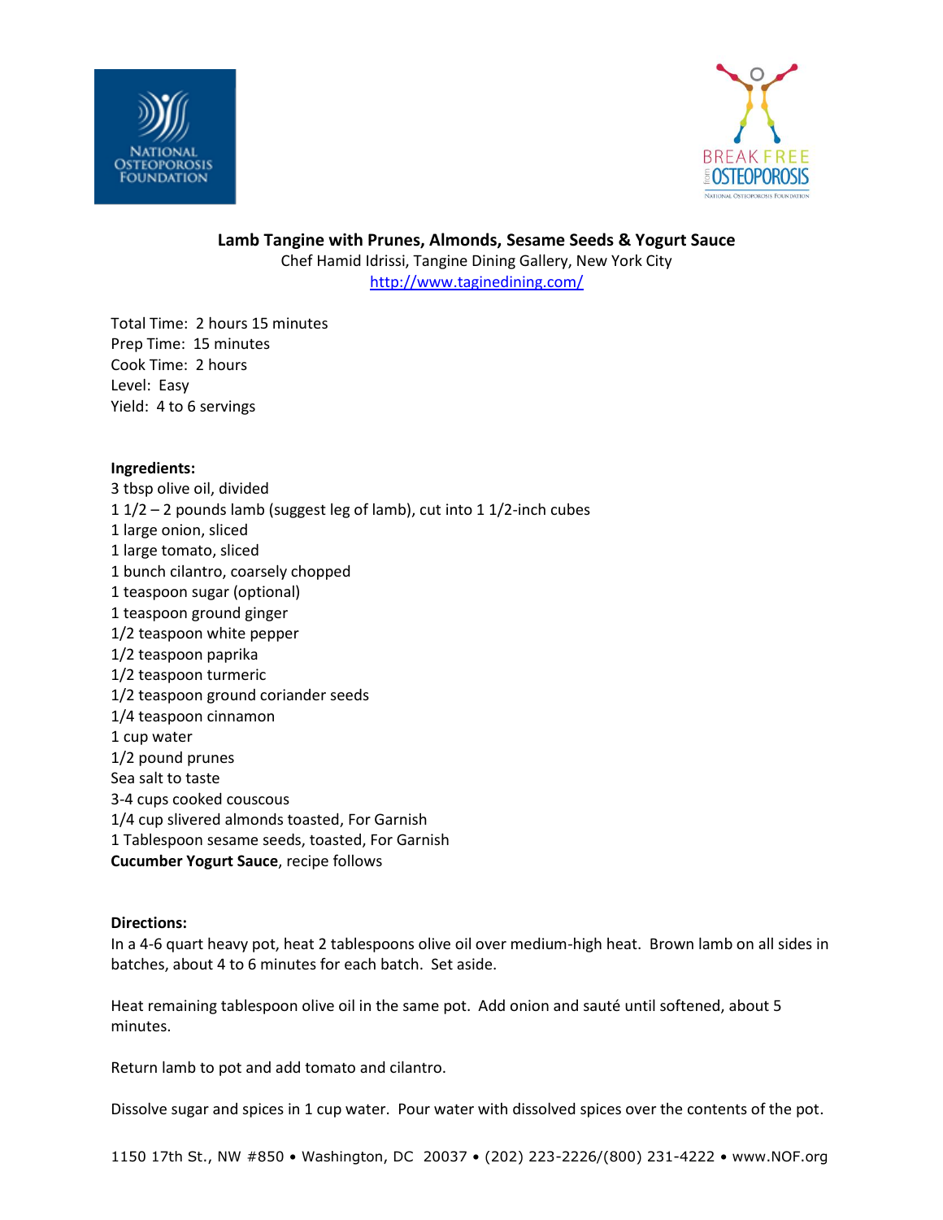# Lamb Tangine with Prunes, Almonds, Sesame Seeds & Yogurt Sauce

Chef Hamid Idrissi, Tangine Dining Gallery, New York City
http://www.taginedining.com/

Total Time: 2 hours 15 minutes
Prep Time: 15 minutes
Cook Time: 2 hours
Level: Easy
Yield: 4 to 6 servings

**Ingredients:**

3 tbsp olive oil, divided
1 1/2 – 2 pounds lamb (suggest leg of lamb), cut into 1 1/2-inch cubes
1 large onion, sliced
1 large tomato, sliced
1 bunch cilantro, coarsely chopped
1 teaspoon sugar (optional)
1 teaspoon ground ginger
1/2 teaspoon white pepper
1/2 teaspoon paprika
1/2 teaspoon turmeric
1/2 teaspoon ground coriander seeds
1/4 teaspoon cinnamon
1 cup water
1/2 pound prunes
Sea salt to taste
3-4 cups cooked couscous
1/4 cup slivered almonds toasted, For Garnish
1 Tablespoon sesame seeds, toasted, For Garnish
**Cucumber Yogurt Sauce**, recipe follows

**Directions:**

In a 4-6 quart heavy pot, heat 2 tablespoons olive oil over medium-high heat. Brown lamb on all sides in batches, about 4 to 6 minutes for each batch. Set aside.

Heat remaining tablespoon olive oil in the same pot. Add onion and sauté until softened, about 5 minutes.

Return lamb to pot and add tomato and cilantro.

Dissolve sugar and spices in 1 cup water. Pour water with dissolved spices over the contents of the pot.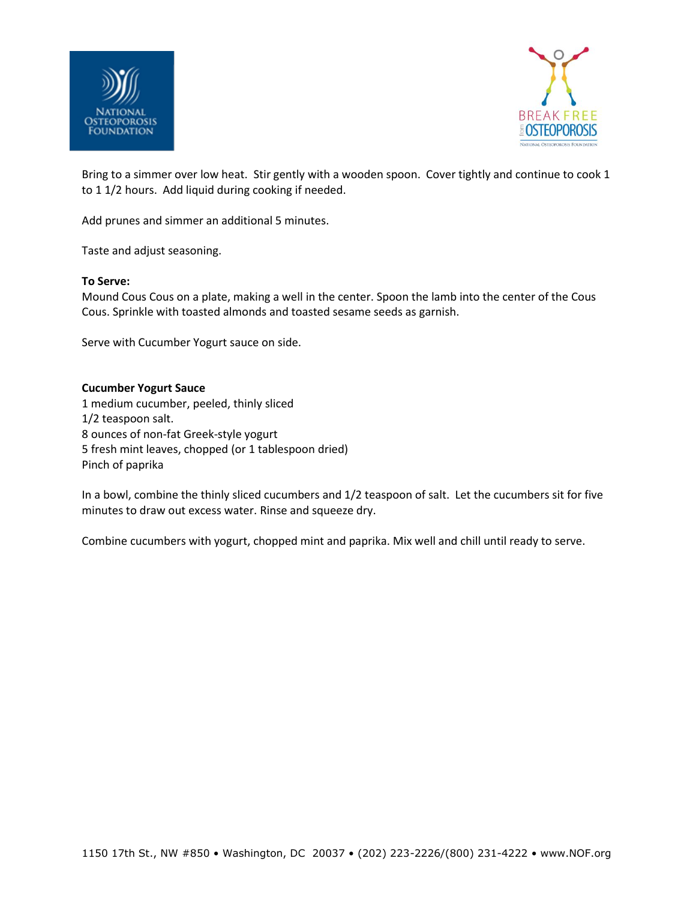Bring to a simmer over low heat. Stir gently with a wooden spoon. Cover tightly and continue to cook 1 to 1 1/2 hours. Add liquid during cooking if needed.

Add prunes and simmer an additional 5 minutes.

Taste and adjust seasoning.

**To Serve:**
Mound Cous Cous on a plate, making a well in the center. Spoon the lamb into the center of the Cous Cous. Sprinkle with toasted almonds and toasted sesame seeds as garnish.

Serve with Cucumber Yogurt sauce on side.

**Cucumber Yogurt Sauce**
1 medium cucumber, peeled, thinly sliced
1/2 teaspoon salt.
8 ounces of non-fat Greek-style yogurt
5 fresh mint leaves, chopped (or 1 tablespoon dried)
Pinch of paprika

In a bowl, combine the thinly sliced cucumbers and 1/2 teaspoon of salt. Let the cucumbers sit for five minutes to draw out excess water. Rinse and squeeze dry.

Combine cucumbers with yogurt, chopped mint and paprika. Mix well and chill until ready to serve.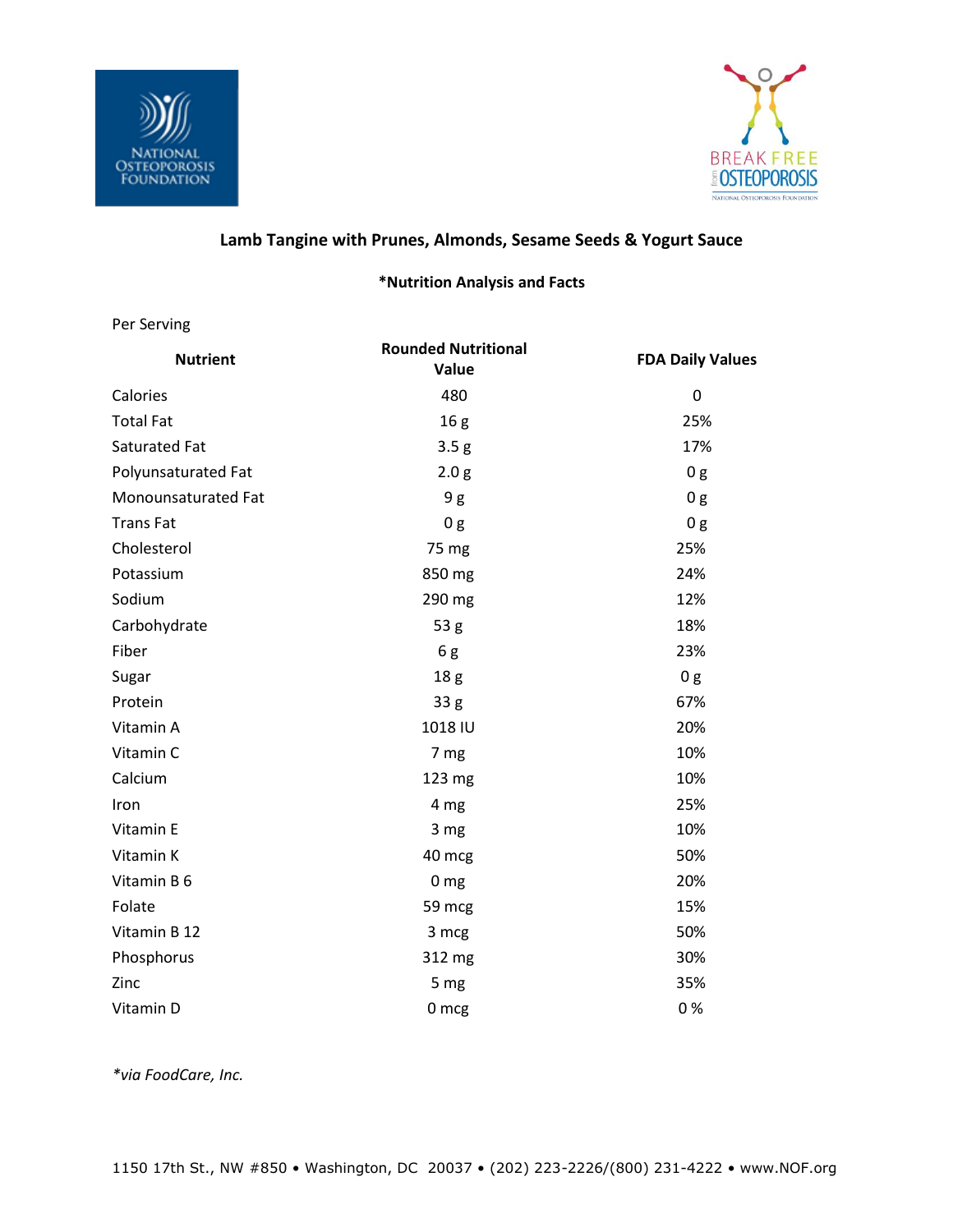NATIONAL OSTEOPOROSIS FOUNDATION

BREAK FREE from OSTEOPOROSIS
NATIONAL OSTEOPOROSIS FOUNDATION

## Lamb Tangine with Prunes, Almonds, Sesame Seeds & Yogurt Sauce

### *Nutrition Analysis and Facts

Per Serving

| Nutrient | Rounded Nutritional Value | FDA Daily Values |
|---|---|---|
| Calories | 480 | 0 |
| Total Fat | 16 g | 25% |
| Saturated Fat | 3.5 g | 17% |
| Polyunsaturated Fat | 2.0 g | 0 g |
| Monounsaturated Fat | 9 g | 0 g |
| Trans Fat | 0 g | 0 g |
| Cholesterol | 75 mg | 25% |
| Potassium | 850 mg | 24% |
| Sodium | 290 mg | 12% |
| Carbohydrate | 53 g | 18% |
| Fiber | 6 g | 23% |
| Sugar | 18 g | 0 g |
| Protein | 33 g | 67% |
| Vitamin A | 1018 IU | 20% |
| Vitamin C | 7 mg | 10% |
| Calcium | 123 mg | 10% |
| Iron | 4 mg | 25% |
| Vitamin E | 3 mg | 10% |
| Vitamin K | 40 mcg | 50% |
| Vitamin B 6 | 0 mg | 20% |
| Folate | 59 mcg | 15% |
| Vitamin B 12 | 3 mcg | 50% |
| Phosphorus | 312 mg | 30% |
| Zinc | 5 mg | 35% |
| Vitamin D | 0 mcg | 0 % |

*\*via FoodCare, Inc.*

1150 17th St., NW #850 • Washington, DC 20037 • (202) 223-2226/(800) 231-4222 • www.NOF.org